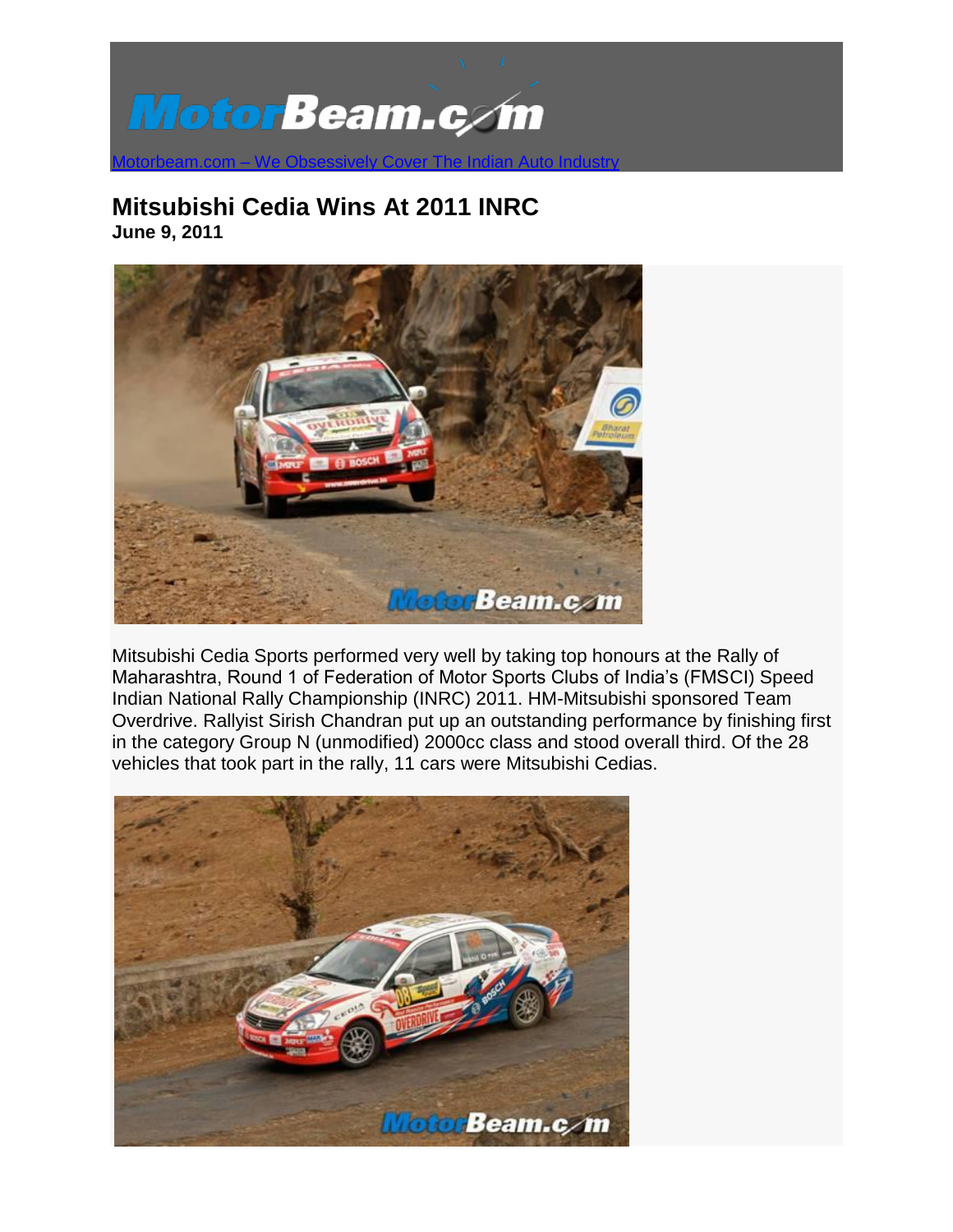Motorbeam.com – We Obsessively Cover The Indian Auto Industry

# Mitsubishi Cedia Wins At 2011 INRC

**June 9, 2011**

Mitsubishi Cedia Sports performed very well by taking top honours at the Rally of Maharashtra, Round 1 of Federation of Motor Sports Clubs of India's (FMSCI) Speed Indian National Rally Championship (INRC) 2011. HM-Mitsubishi sponsored Team Overdrive. Rallyist Sirish Chandran put up an outstanding performance by finishing first in the category Group N (unmodified) 2000cc class and stood overall third. Of the 28 vehicles that took part in the rally, 11 cars were Mitsubishi Cedias.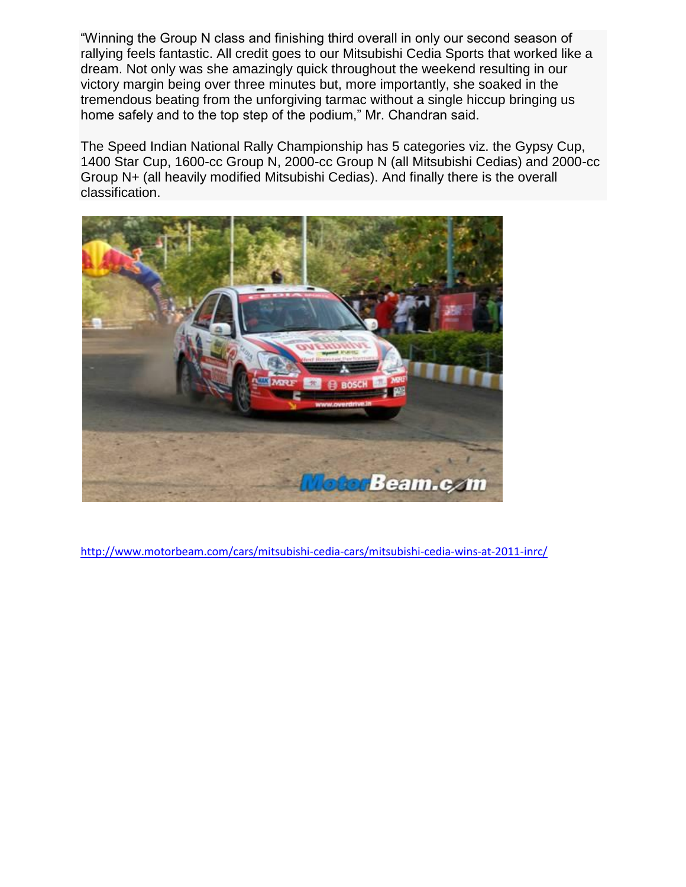“Winning the Group N class and finishing third overall in only our second season of rallying feels fantastic. All credit goes to our Mitsubishi Cedia Sports that worked like a dream. Not only was she amazingly quick throughout the weekend resulting in our victory margin being over three minutes but, more importantly, she soaked in the tremendous beating from the unforgiving tarmac without a single hiccup bringing us home safely and to the top step of the podium,” Mr. Chandran said.

The Speed Indian National Rally Championship has 5 categories viz. the Gypsy Cup, 1400 Star Cup, 1600-cc Group N, 2000-cc Group N (all Mitsubishi Cedias) and 2000-cc Group N+ (all heavily modified Mitsubishi Cedias). And finally there is the overall classification.

http://www.motorbeam.com/cars/mitsubishi-cedia-cars/mitsubishi-cedia-wins-at-2011-inrc/